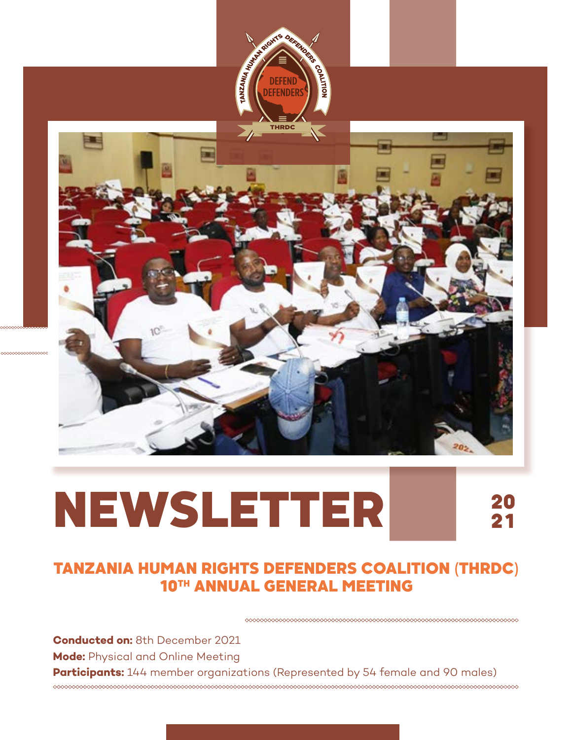TANZANIA HUMAN RIGHTS DEFENDERS COALITION

DEFEND DEFENDERS

THRDC

# NEWSLETTER 2021

## TANZANIA HUMAN RIGHTS DEFENDERS COALITION (THRDC) 10TH ANNUAL GENERAL MEETING

**Conducted on:** 8th December 2021
**Mode:** Physical and Online Meeting
**Participants:** 144 member organizations (Represented by 54 female and 90 males)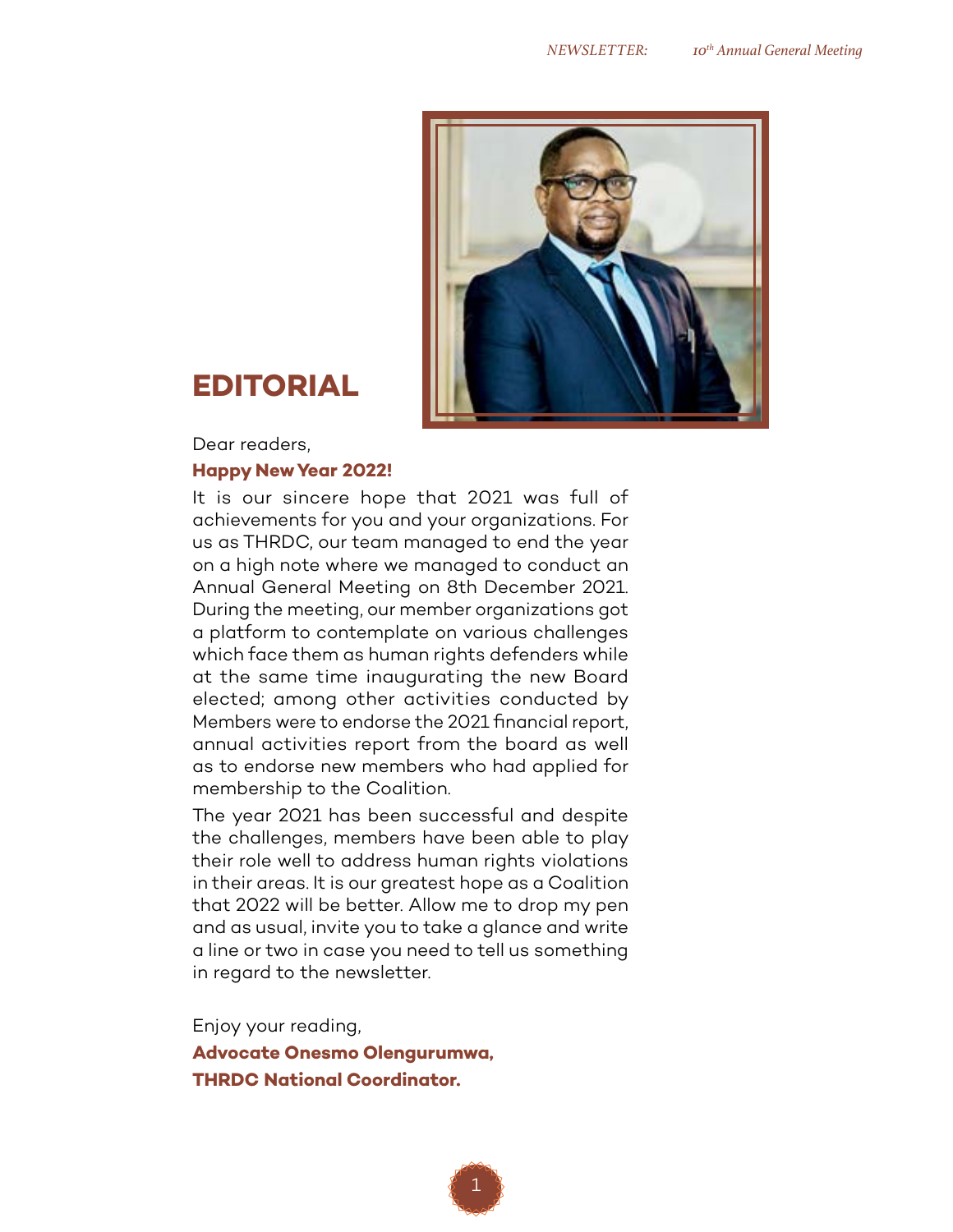# EDITORIAL

Dear readers,

**Happy New Year 2022!**

It is our sincere hope that 2021 was full of achievements for you and your organizations. For us as THRDC, our team managed to end the year on a high note where we managed to conduct an Annual General Meeting on 8th December 2021. During the meeting, our member organizations got a platform to contemplate on various challenges which face them as human rights defenders while at the same time inaugurating the new Board elected; among other activities conducted by Members were to endorse the 2021 financial report, annual activities report from the board as well as to endorse new members who had applied for membership to the Coalition.

The year 2021 has been successful and despite the challenges, members have been able to play their role well to address human rights violations in their areas. It is our greatest hope as a Coalition that 2022 will be better. Allow me to drop my pen and as usual, invite you to take a glance and write a line or two in case you need to tell us something in regard to the newsletter.

Enjoy your reading,

**Advocate Onesmo Olengurumwa,**
**THRDC National Coordinator.**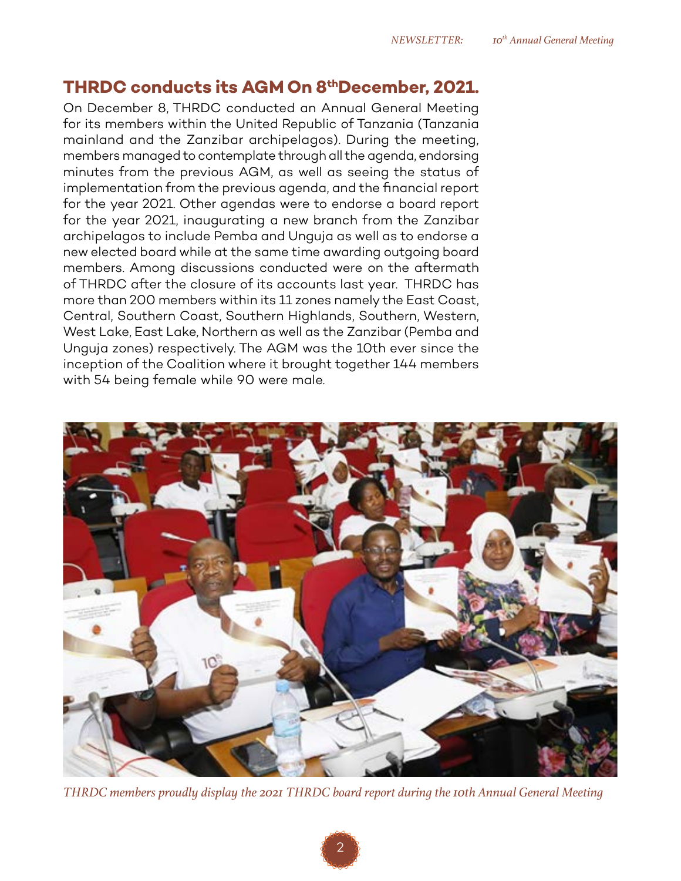## THRDC conducts its AGM On 8th December, 2021.

On December 8, THRDC conducted an Annual General Meeting for its members within the United Republic of Tanzania (Tanzania mainland and the Zanzibar archipelagos). During the meeting, members managed to contemplate through all the agenda, endorsing minutes from the previous AGM, as well as seeing the status of implementation from the previous agenda, and the financial report for the year 2021. Other agendas were to endorse a board report for the year 2021, inaugurating a new branch from the Zanzibar archipelagos to include Pemba and Unguja as well as to endorse a new elected board while at the same time awarding outgoing board members. Among discussions conducted were on the aftermath of THRDC after the closure of its accounts last year. THRDC has more than 200 members within its 11 zones namely the East Coast, Central, Southern Coast, Southern Highlands, Southern, Western, West Lake, East Lake, Northern as well as the Zanzibar (Pemba and Unguja zones) respectively. The AGM was the 10th ever since the inception of the Coalition where it brought together 144 members with 54 being female while 90 were male.

*THRDC members proudly display the 2021 THRDC board report during the 10th Annual General Meeting*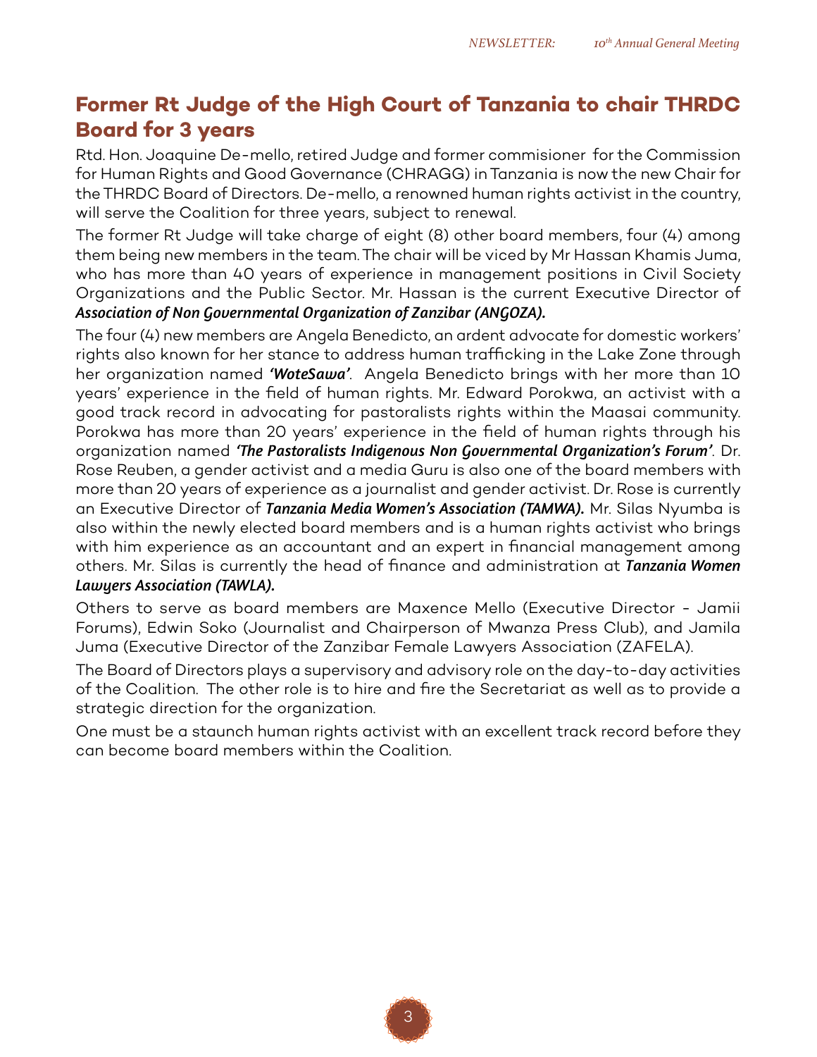## Former Rt Judge of the High Court of Tanzania to chair THRDC Board for 3 years

Rtd. Hon. Joaquine De-mello, retired Judge and former commisioner for the Commission for Human Rights and Good Governance (CHRAGG) in Tanzania is now the new Chair for the THRDC Board of Directors. De-mello, a renowned human rights activist in the country, will serve the Coalition for three years, subject to renewal.

The former Rt Judge will take charge of eight (8) other board members, four (4) among them being new members in the team. The chair will be viced by Mr Hassan Khamis Juma, who has more than 40 years of experience in management positions in Civil Society Organizations and the Public Sector. Mr. Hassan is the current Executive Director of ***Association of Non Governmental Organization of Zanzibar (ANGOZA).***

The four (4) new members are Angela Benedicto, an ardent advocate for domestic workers' rights also known for her stance to address human trafficking in the Lake Zone through her organization named ***'WoteSawa'***. Angela Benedicto brings with her more than 10 years' experience in the field of human rights. Mr. Edward Porokwa, an activist with a good track record in advocating for pastoralists rights within the Maasai community. Porokwa has more than 20 years' experience in the field of human rights through his organization named ***'The Pastoralists Indigenous Non Governmental Organization's Forum'***. Dr. Rose Reuben, a gender activist and a media Guru is also one of the board members with more than 20 years of experience as a journalist and gender activist. Dr. Rose is currently an Executive Director of ***Tanzania Media Women's Association (TAMWA).*** Mr. Silas Nyumba is also within the newly elected board members and is a human rights activist who brings with him experience as an accountant and an expert in financial management among others. Mr. Silas is currently the head of finance and administration at ***Tanzania Women Lawyers Association (TAWLA).***

Others to serve as board members are Maxence Mello (Executive Director - Jamii Forums), Edwin Soko (Journalist and Chairperson of Mwanza Press Club), and Jamila Juma (Executive Director of the Zanzibar Female Lawyers Association (ZAFELA).

The Board of Directors plays a supervisory and advisory role on the day-to-day activities of the Coalition. The other role is to hire and fire the Secretariat as well as to provide a strategic direction for the organization.

One must be a staunch human rights activist with an excellent track record before they can become board members within the Coalition.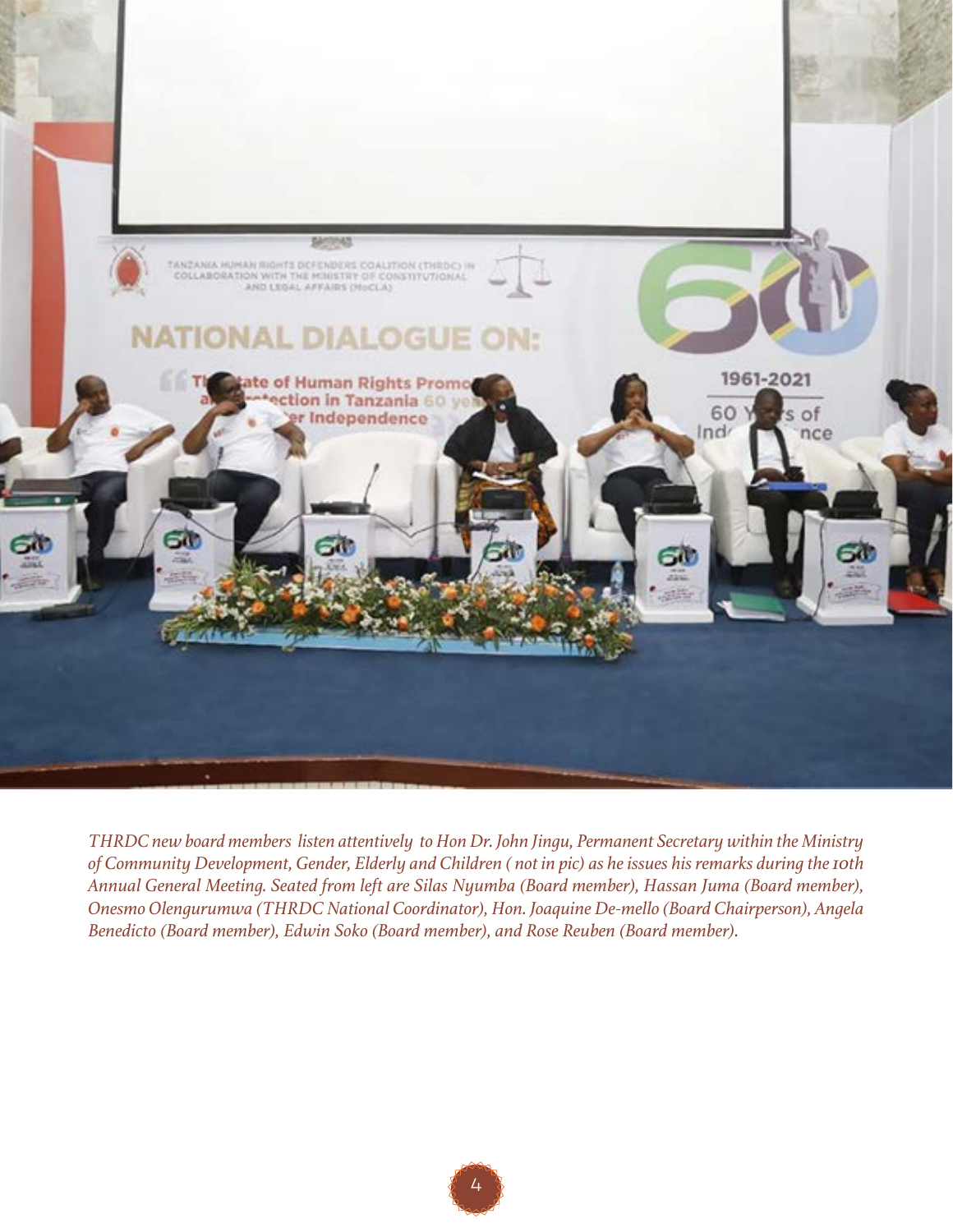*THRDC new board members listen attentively to Hon Dr. John Jingu, Permanent Secretary within the Ministry of Community Development, Gender, Elderly and Children ( not in pic) as he issues his remarks during the 10th Annual General Meeting. Seated from left are Silas Nyumba (Board member), Hassan Juma (Board member), Onesmo Olengurumwa (THRDC National Coordinator), Hon. Joaquine De-mello (Board Chairperson), Angela Benedicto (Board member), Edwin Soko (Board member), and Rose Reuben (Board member).*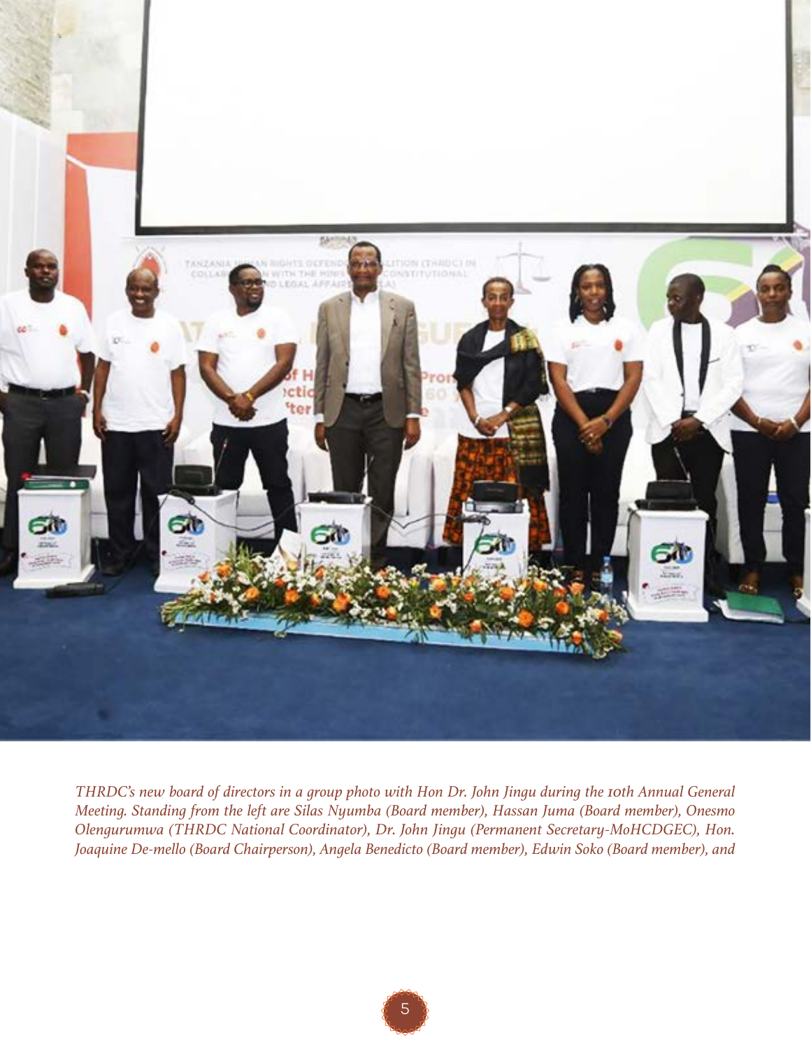*THRDC's new board of directors in a group photo with Hon Dr. John Jingu during the 10th Annual General Meeting. Standing from the left are Silas Nyumba (Board member), Hassan Juma (Board member), Onesmo Olengurumwa (THRDC National Coordinator), Dr. John Jingu (Permanent Secretary-MoHCDGEC), Hon. Joaquine De-mello (Board Chairperson), Angela Benedicto (Board member), Edwin Soko (Board member), and*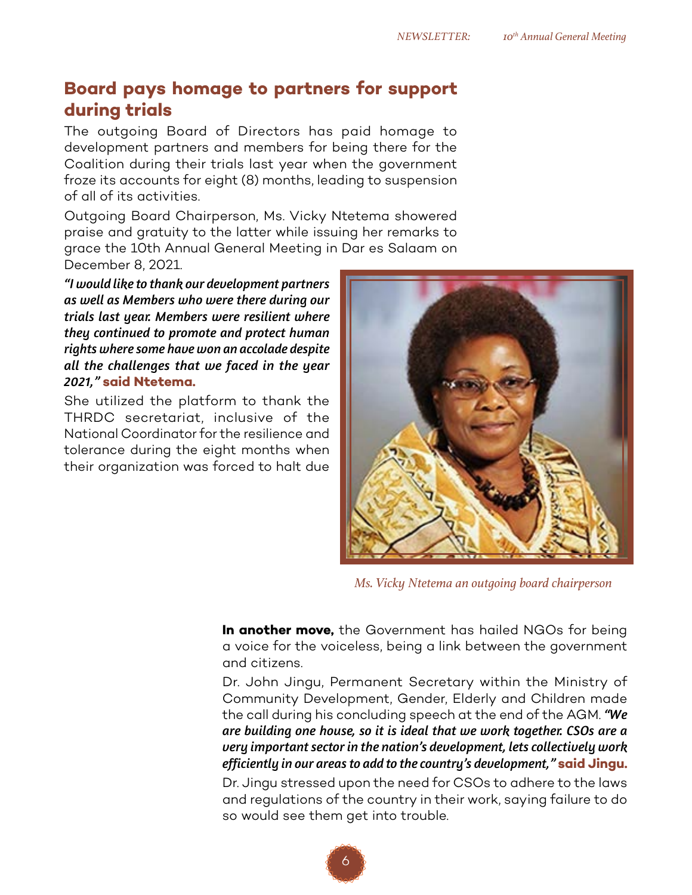## Board pays homage to partners for support during trials

The outgoing Board of Directors has paid homage to development partners and members for being there for the Coalition during their trials last year when the government froze its accounts for eight (8) months, leading to suspension of all of its activities.

Outgoing Board Chairperson, Ms. Vicky Ntetema showered praise and gratuity to the latter while issuing her remarks to grace the 10th Annual General Meeting in Dar es Salaam on December 8, 2021.

***"I would like to thank our development partners as well as Members who were there during our trials last year. Members were resilient where they continued to promote and protect human rights where some have won an accolade despite all the challenges that we faced in the year 2021,"*** **said Ntetema.**

She utilized the platform to thank the THRDC secretariat, inclusive of the National Coordinator for the resilience and tolerance during the eight months when their organization was forced to halt due

*Ms. Vicky Ntetema an outgoing board chairperson*

**In another move,** the Government has hailed NGOs for being a voice for the voiceless, being a link between the government and citizens.

Dr. John Jingu, Permanent Secretary within the Ministry of Community Development, Gender, Elderly and Children made the call during his concluding speech at the end of the AGM. ***"We are building one house, so it is ideal that we work together. CSOs are a very important sector in the nation's development, lets collectively work efficiently in our areas to add to the country's development,"*** **said Jingu.**

Dr. Jingu stressed upon the need for CSOs to adhere to the laws and regulations of the country in their work, saying failure to do so would see them get into trouble.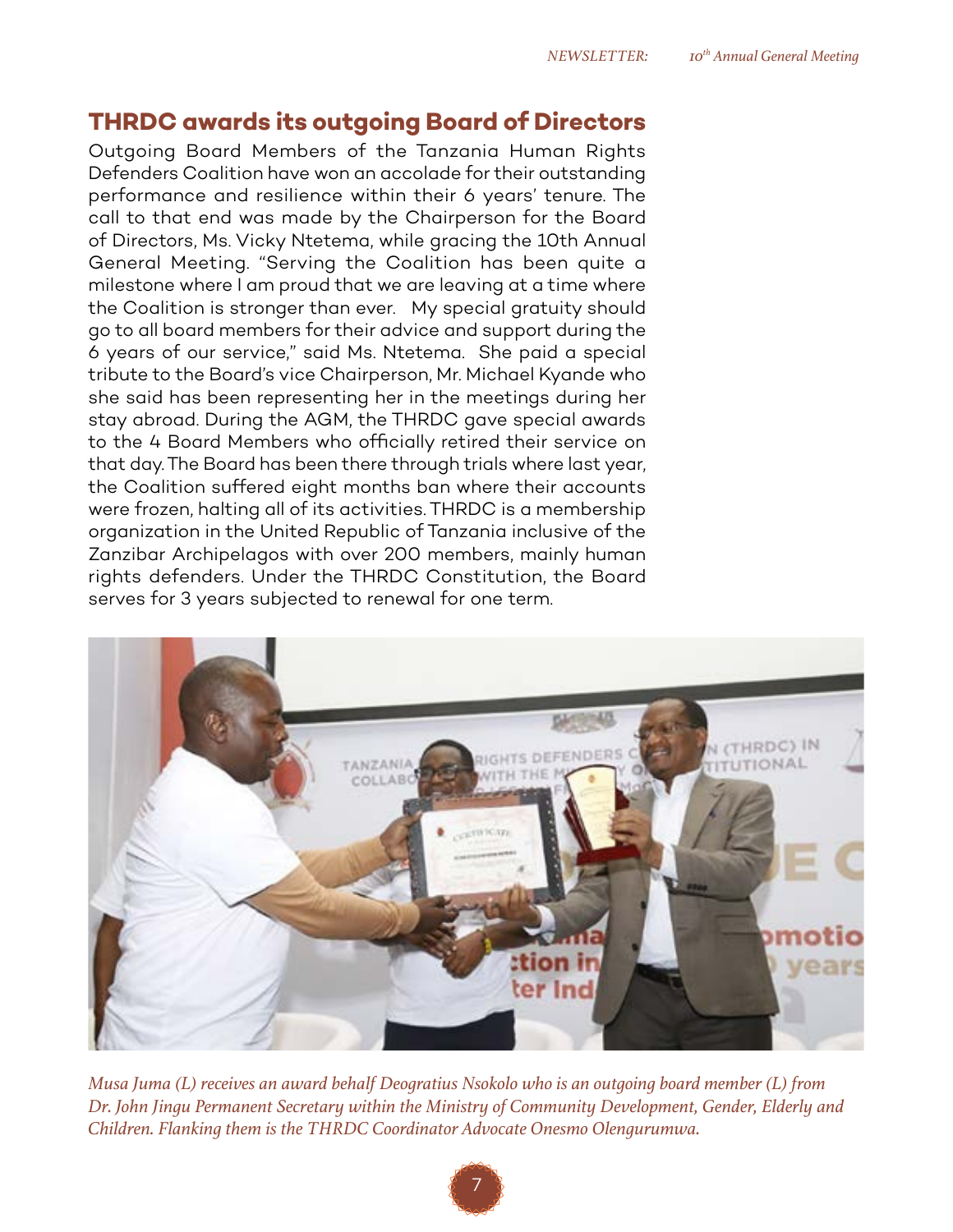## THRDC awards its outgoing Board of Directors

Outgoing Board Members of the Tanzania Human Rights Defenders Coalition have won an accolade for their outstanding performance and resilience within their 6 years' tenure. The call to that end was made by the Chairperson for the Board of Directors, Ms. Vicky Ntetema, while gracing the 10th Annual General Meeting. "Serving the Coalition has been quite a milestone where I am proud that we are leaving at a time where the Coalition is stronger than ever. My special gratuity should go to all board members for their advice and support during the 6 years of our service," said Ms. Ntetema. She paid a special tribute to the Board's vice Chairperson, Mr. Michael Kyande who she said has been representing her in the meetings during her stay abroad. During the AGM, the THRDC gave special awards to the 4 Board Members who officially retired their service on that day. The Board has been there through trials where last year, the Coalition suffered eight months ban where their accounts were frozen, halting all of its activities. THRDC is a membership organization in the United Republic of Tanzania inclusive of the Zanzibar Archipelagos with over 200 members, mainly human rights defenders. Under the THRDC Constitution, the Board serves for 3 years subjected to renewal for one term.

*Musa Juma (L) receives an award behalf Deogratius Nsokolo who is an outgoing board member (L) from Dr. John Jingu Permanent Secretary within the Ministry of Community Development, Gender, Elderly and Children. Flanking them is the THRDC Coordinator Advocate Onesmo Olengurumwa.*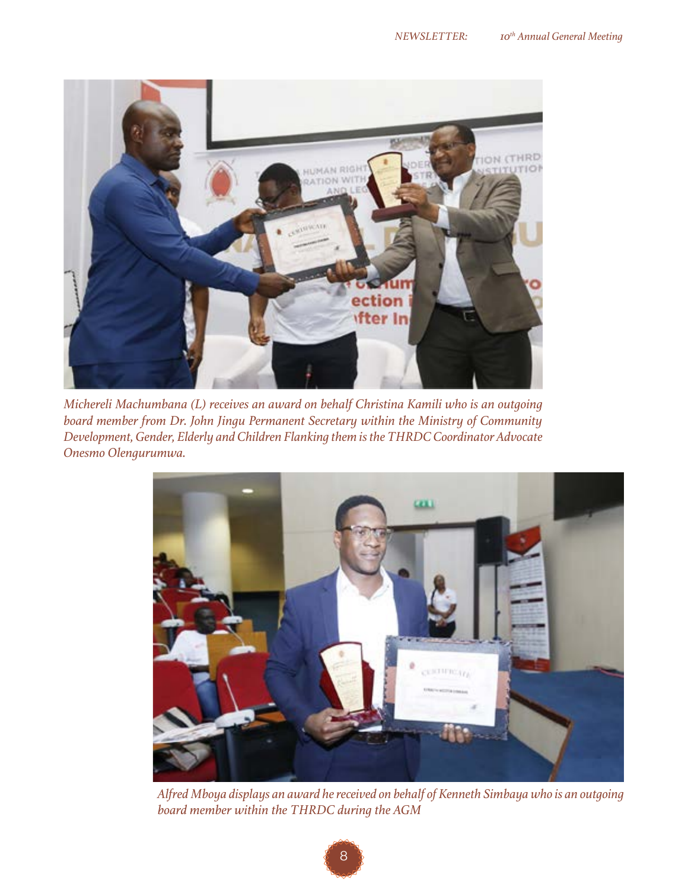*Michereli Machumbana (L) receives an award on behalf Christina Kamili who is an outgoing board member from Dr. John Jingu Permanent Secretary within the Ministry of Community Development, Gender, Elderly and Children Flanking them is the THRDC Coordinator Advocate Onesmo Olengurumwa.*

*Alfred Mboya displays an award he received on behalf of Kenneth Simbaya who is an outgoing board member within the THRDC during the AGM*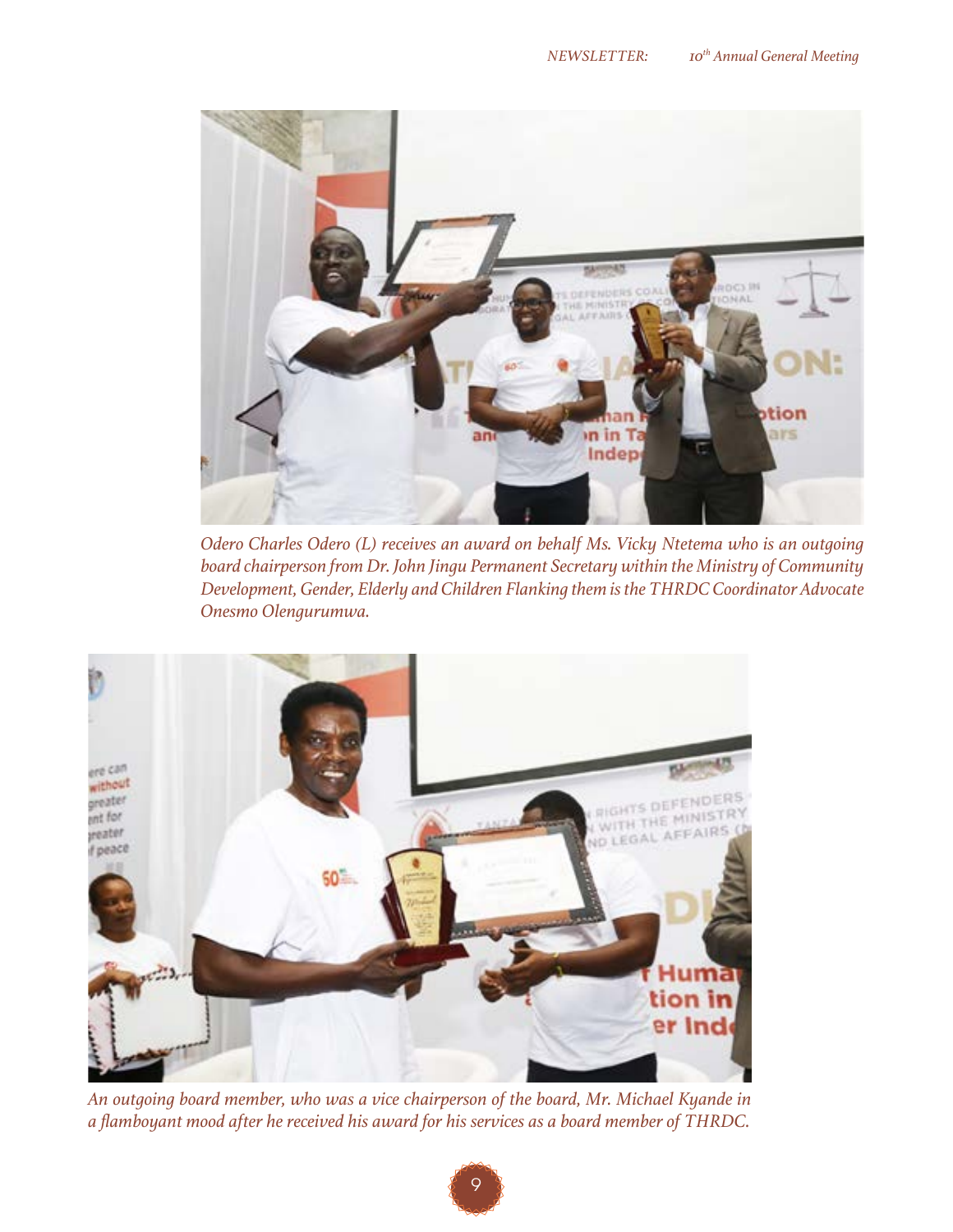*Odero Charles Odero (L) receives an award on behalf Ms. Vicky Ntetema who is an outgoing board chairperson from Dr. John Jingu Permanent Secretary within the Ministry of Community Development, Gender, Elderly and Children Flanking them is the THRDC Coordinator Advocate Onesmo Olengurumwa.*

*An outgoing board member, who was a vice chairperson of the board, Mr. Michael Kyande in a flamboyant mood after he received his award for his services as a board member of THRDC.*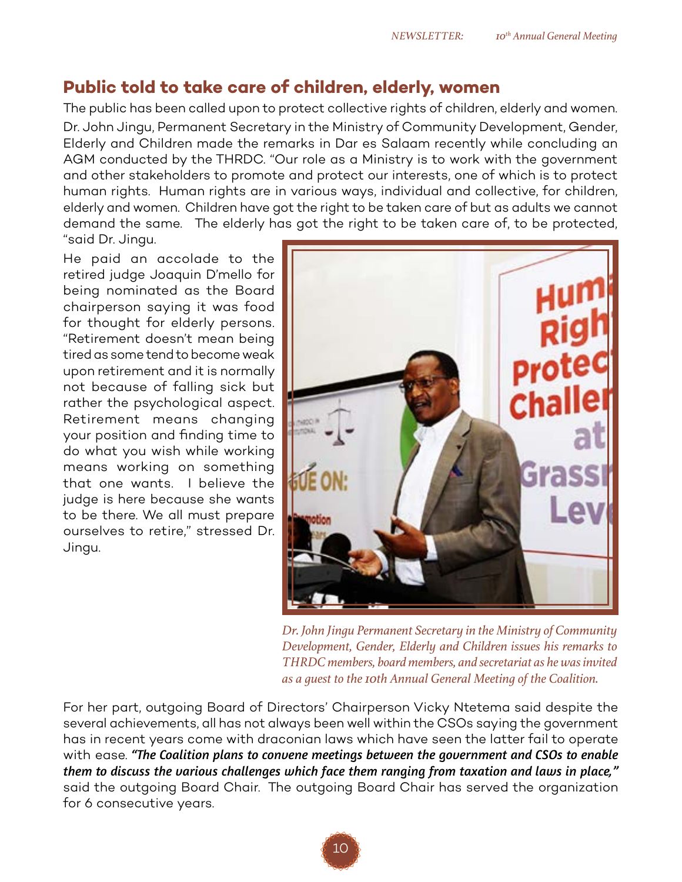## Public told to take care of children, elderly, women

The public has been called upon to protect collective rights of children, elderly and women. Dr. John Jingu, Permanent Secretary in the Ministry of Community Development, Gender, Elderly and Children made the remarks in Dar es Salaam recently while concluding an AGM conducted by the THRDC. "Our role as a Ministry is to work with the government and other stakeholders to promote and protect our interests, one of which is to protect human rights. Human rights are in various ways, individual and collective, for children, elderly and women. Children have got the right to be taken care of but as adults we cannot demand the same. The elderly has got the right to be taken care of, to be protected, "said Dr. Jingu.

He paid an accolade to the retired judge Joaquin D'mello for being nominated as the Board chairperson saying it was food for thought for elderly persons. "Retirement doesn't mean being tired as some tend to become weak upon retirement and it is normally not because of falling sick but rather the psychological aspect. Retirement means changing your position and finding time to do what you wish while working means working on something that one wants. I believe the judge is here because she wants to be there. We all must prepare ourselves to retire," stressed Dr. Jingu.

*Dr. John Jingu Permanent Secretary in the Ministry of Community Development, Gender, Elderly and Children issues his remarks to THRDC members, board members, and secretariat as he was invited as a guest to the 10th Annual General Meeting of the Coalition.*

For her part, outgoing Board of Directors' Chairperson Vicky Ntetema said despite the several achievements, all has not always been well within the CSOs saying the government has in recent years come with draconian laws which have seen the latter fail to operate with ease. ***"The Coalition plans to convene meetings between the government and CSOs to enable them to discuss the various challenges which face them ranging from taxation and laws in place,"*** said the outgoing Board Chair. The outgoing Board Chair has served the organization for 6 consecutive years.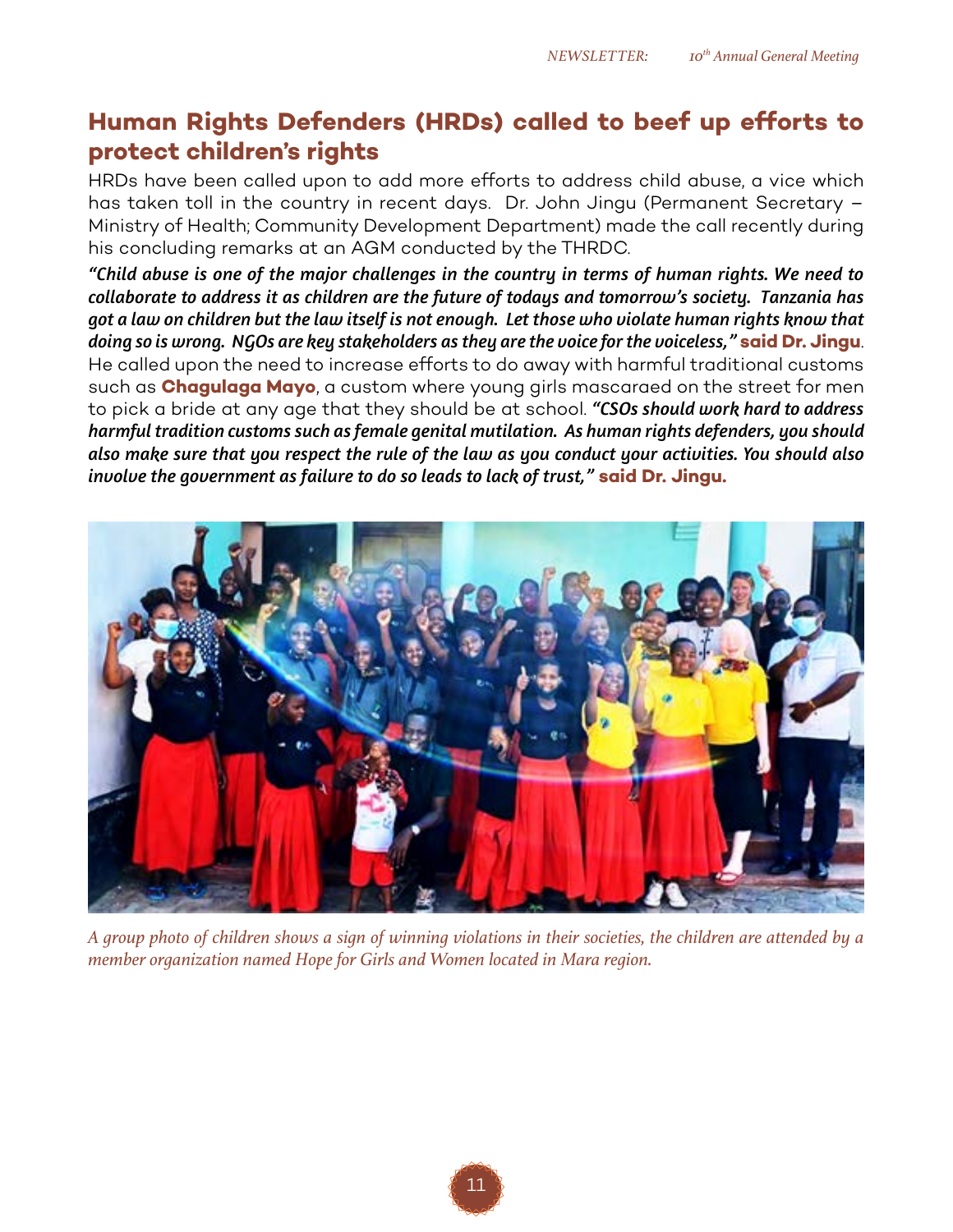## Human Rights Defenders (HRDs) called to beef up efforts to protect children's rights

HRDs have been called upon to add more efforts to address child abuse, a vice which has taken toll in the country in recent days. Dr. John Jingu (Permanent Secretary – Ministry of Health; Community Development Department) made the call recently during his concluding remarks at an AGM conducted by the THRDC.

***"Child abuse is one of the major challenges in the country in terms of human rights. We need to collaborate to address it as children are the future of todays and tomorrow's society. Tanzania has got a law on children but the law itself is not enough. Let those who violate human rights know that doing so is wrong. NGOs are key stakeholders as they are the voice for the voiceless,"*** **said Dr. Jingu**. He called upon the need to increase efforts to do away with harmful traditional customs such as **Chagulaga Mayo**, a custom where young girls mascaraed on the street for men to pick a bride at any age that they should be at school. ***"CSOs should work hard to address harmful tradition customs such as female genital mutilation. As human rights defenders, you should also make sure that you respect the rule of the law as you conduct your activities. You should also involve the government as failure to do so leads to lack of trust,"*** **said Dr. Jingu.**

*A group photo of children shows a sign of winning violations in their societies, the children are attended by a member organization named Hope for Girls and Women located in Mara region.*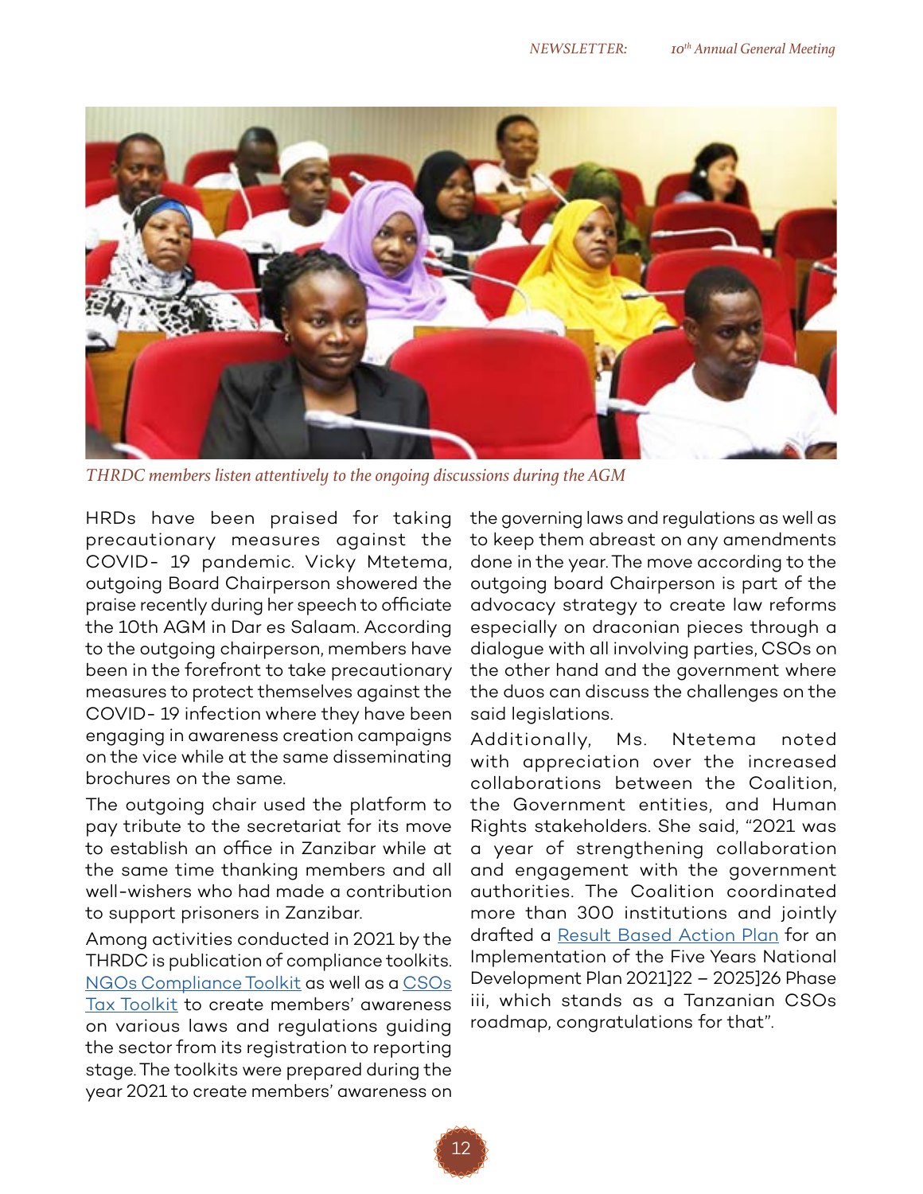*THRDC members listen attentively to the ongoing discussions during the AGM*

HRDs have been praised for taking precautionary measures against the COVID- 19 pandemic. Vicky Mtetema, outgoing Board Chairperson showered the praise recently during her speech to officiate the 10th AGM in Dar es Salaam. According to the outgoing chairperson, members have been in the forefront to take precautionary measures to protect themselves against the COVID- 19 infection where they have been engaging in awareness creation campaigns on the vice while at the same disseminating brochures on the same.

The outgoing chair used the platform to pay tribute to the secretariat for its move to establish an office in Zanzibar while at the same time thanking members and all well-wishers who had made a contribution to support prisoners in Zanzibar.

Among activities conducted in 2021 by the THRDC is publication of compliance toolkits. NGOs Compliance Toolkit as well as a CSOs Tax Toolkit to create members' awareness on various laws and regulations guiding the sector from its registration to reporting stage. The toolkits were prepared during the year 2021 to create members' awareness on the governing laws and regulations as well as to keep them abreast on any amendments done in the year. The move according to the outgoing board Chairperson is part of the advocacy strategy to create law reforms especially on draconian pieces through a dialogue with all involving parties, CSOs on the other hand and the government where the duos can discuss the challenges on the said legislations.

Additionally, Ms. Ntetema noted with appreciation over the increased collaborations between the Coalition, the Government entities, and Human Rights stakeholders. She said, "2021 was a year of strengthening collaboration and engagement with the government authorities. The Coalition coordinated more than 300 institutions and jointly drafted a Result Based Action Plan for an Implementation of the Five Years National Development Plan 2021]22 – 2025]26 Phase iii, which stands as a Tanzanian CSOs roadmap, congratulations for that".